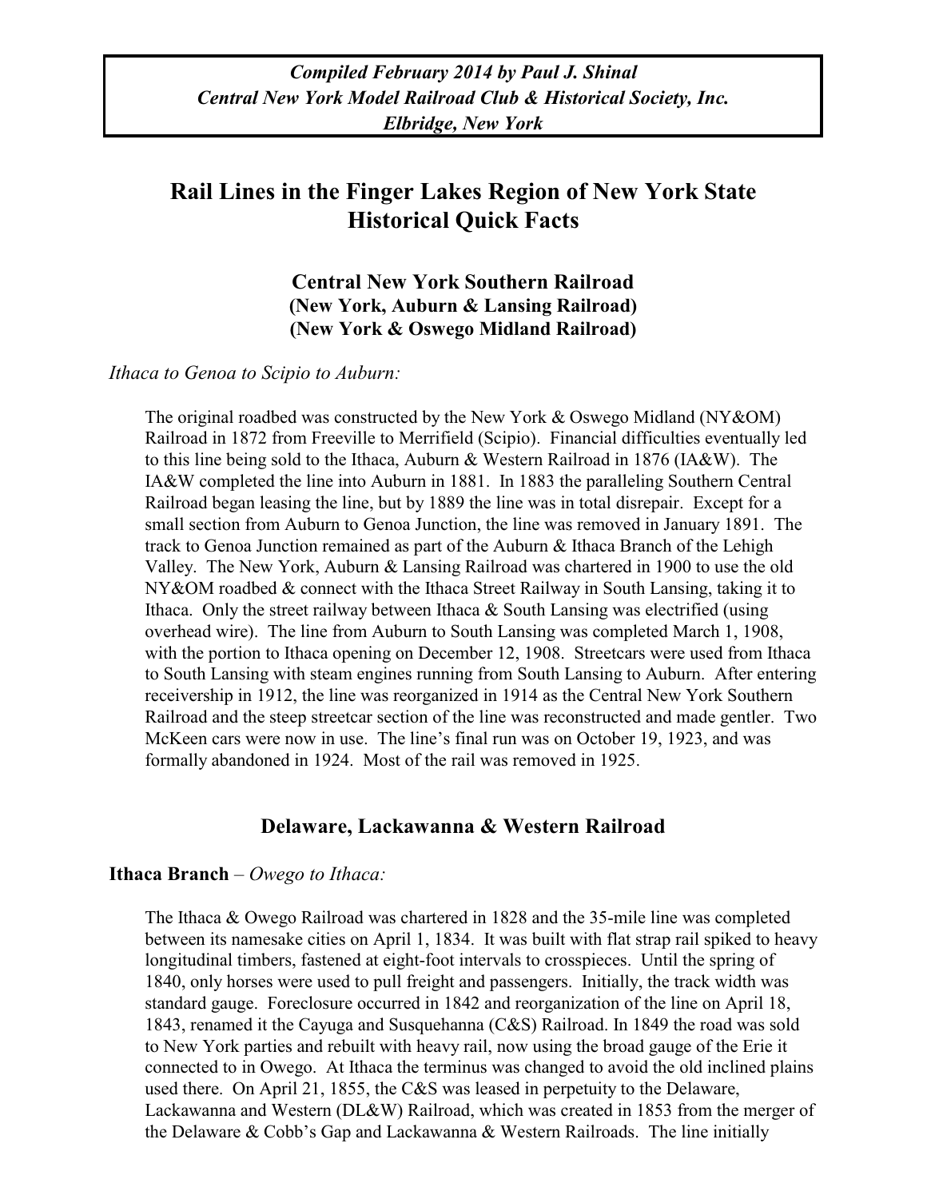*Compiled February 2014 by Paul J. Shinal*
*Central New York Model Railroad Club & Historical Society, Inc.*
*Elbridge, New York*

# Rail Lines in the Finger Lakes Region of New York State
# Historical Quick Facts

## Central New York Southern Railroad
### (New York, Auburn & Lansing Railroad)
### (New York & Oswego Midland Railroad)

*Ithaca to Genoa to Scipio to Auburn:*

The original roadbed was constructed by the New York & Oswego Midland (NY&OM) Railroad in 1872 from Freeville to Merrifield (Scipio). Financial difficulties eventually led to this line being sold to the Ithaca, Auburn & Western Railroad in 1876 (IA&W). The IA&W completed the line into Auburn in 1881. In 1883 the paralleling Southern Central Railroad began leasing the line, but by 1889 the line was in total disrepair. Except for a small section from Auburn to Genoa Junction, the line was removed in January 1891. The track to Genoa Junction remained as part of the Auburn & Ithaca Branch of the Lehigh Valley. The New York, Auburn & Lansing Railroad was chartered in 1900 to use the old NY&OM roadbed & connect with the Ithaca Street Railway in South Lansing, taking it to Ithaca. Only the street railway between Ithaca & South Lansing was electrified (using overhead wire). The line from Auburn to South Lansing was completed March 1, 1908, with the portion to Ithaca opening on December 12, 1908. Streetcars were used from Ithaca to South Lansing with steam engines running from South Lansing to Auburn. After entering receivership in 1912, the line was reorganized in 1914 as the Central New York Southern Railroad and the steep streetcar section of the line was reconstructed and made gentler. Two McKeen cars were now in use. The line's final run was on October 19, 1923, and was formally abandoned in 1924. Most of the rail was removed in 1925.

## Delaware, Lackawanna & Western Railroad

**Ithaca Branch** – *Owego to Ithaca:*

The Ithaca & Owego Railroad was chartered in 1828 and the 35-mile line was completed between its namesake cities on April 1, 1834. It was built with flat strap rail spiked to heavy longitudinal timbers, fastened at eight-foot intervals to crosspieces. Until the spring of 1840, only horses were used to pull freight and passengers. Initially, the track width was standard gauge. Foreclosure occurred in 1842 and reorganization of the line on April 18, 1843, renamed it the Cayuga and Susquehanna (C&S) Railroad. In 1849 the road was sold to New York parties and rebuilt with heavy rail, now using the broad gauge of the Erie it connected to in Owego. At Ithaca the terminus was changed to avoid the old inclined plains used there. On April 21, 1855, the C&S was leased in perpetuity to the Delaware, Lackawanna and Western (DL&W) Railroad, which was created in 1853 from the merger of the Delaware & Cobb's Gap and Lackawanna & Western Railroads. The line initially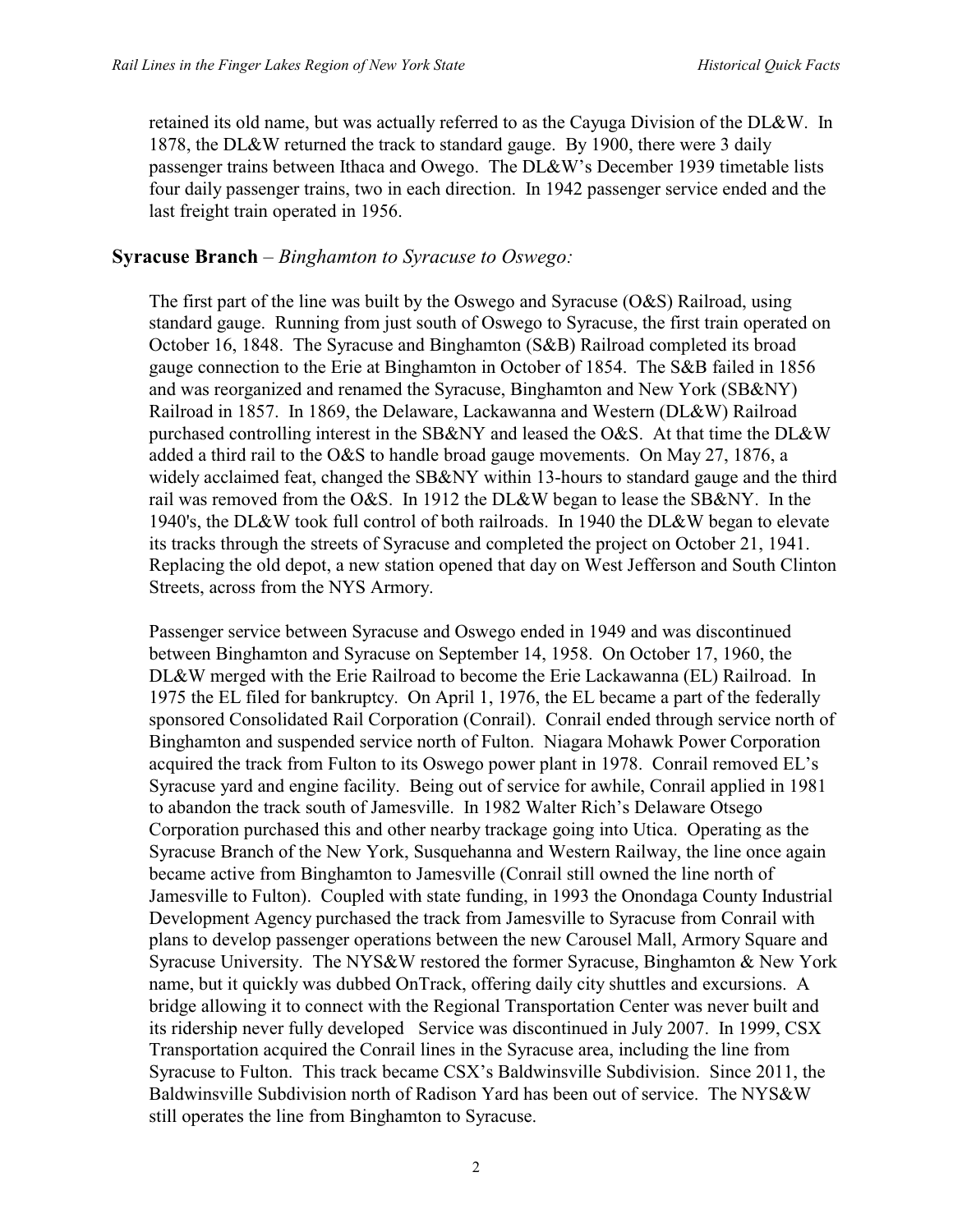retained its old name, but was actually referred to as the Cayuga Division of the DL&W. In 1878, the DL&W returned the track to standard gauge. By 1900, there were 3 daily passenger trains between Ithaca and Owego. The DL&W's December 1939 timetable lists four daily passenger trains, two in each direction. In 1942 passenger service ended and the last freight train operated in 1956.

### **Syracuse Branch** – *Binghamton to Syracuse to Oswego:*

The first part of the line was built by the Oswego and Syracuse (O&S) Railroad, using standard gauge. Running from just south of Oswego to Syracuse, the first train operated on October 16, 1848. The Syracuse and Binghamton (S&B) Railroad completed its broad gauge connection to the Erie at Binghamton in October of 1854. The S&B failed in 1856 and was reorganized and renamed the Syracuse, Binghamton and New York (SB&NY) Railroad in 1857. In 1869, the Delaware, Lackawanna and Western (DL&W) Railroad purchased controlling interest in the SB&NY and leased the O&S. At that time the DL&W added a third rail to the O&S to handle broad gauge movements. On May 27, 1876, a widely acclaimed feat, changed the SB&NY within 13-hours to standard gauge and the third rail was removed from the O&S. In 1912 the DL&W began to lease the SB&NY. In the 1940's, the DL&W took full control of both railroads. In 1940 the DL&W began to elevate its tracks through the streets of Syracuse and completed the project on October 21, 1941. Replacing the old depot, a new station opened that day on West Jefferson and South Clinton Streets, across from the NYS Armory.

Passenger service between Syracuse and Oswego ended in 1949 and was discontinued between Binghamton and Syracuse on September 14, 1958. On October 17, 1960, the DL&W merged with the Erie Railroad to become the Erie Lackawanna (EL) Railroad. In 1975 the EL filed for bankruptcy. On April 1, 1976, the EL became a part of the federally sponsored Consolidated Rail Corporation (Conrail). Conrail ended through service north of Binghamton and suspended service north of Fulton. Niagara Mohawk Power Corporation acquired the track from Fulton to its Oswego power plant in 1978. Conrail removed EL's Syracuse yard and engine facility. Being out of service for awhile, Conrail applied in 1981 to abandon the track south of Jamesville. In 1982 Walter Rich's Delaware Otsego Corporation purchased this and other nearby trackage going into Utica. Operating as the Syracuse Branch of the New York, Susquehanna and Western Railway, the line once again became active from Binghamton to Jamesville (Conrail still owned the line north of Jamesville to Fulton). Coupled with state funding, in 1993 the Onondaga County Industrial Development Agency purchased the track from Jamesville to Syracuse from Conrail with plans to develop passenger operations between the new Carousel Mall, Armory Square and Syracuse University. The NYS&W restored the former Syracuse, Binghamton & New York name, but it quickly was dubbed OnTrack, offering daily city shuttles and excursions. A bridge allowing it to connect with the Regional Transportation Center was never built and its ridership never fully developed Service was discontinued in July 2007. In 1999, CSX Transportation acquired the Conrail lines in the Syracuse area, including the line from Syracuse to Fulton. This track became CSX's Baldwinsville Subdivision. Since 2011, the Baldwinsville Subdivision north of Radison Yard has been out of service. The NYS&W still operates the line from Binghamton to Syracuse.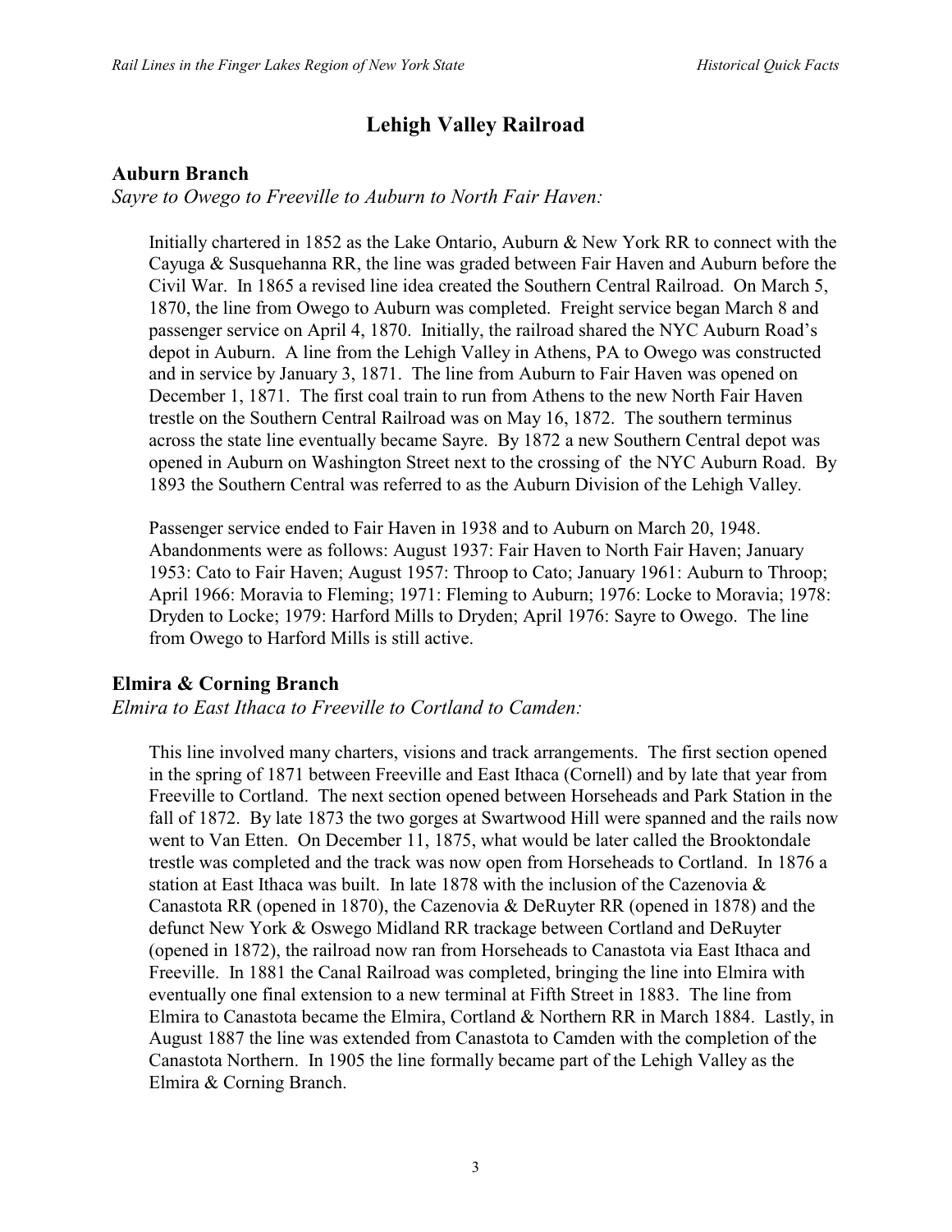# Lehigh Valley Railroad

## Auburn Branch

*Sayre to Owego to Freeville to Auburn to North Fair Haven:*

Initially chartered in 1852 as the Lake Ontario, Auburn & New York RR to connect with the Cayuga & Susquehanna RR, the line was graded between Fair Haven and Auburn before the Civil War. In 1865 a revised line idea created the Southern Central Railroad. On March 5, 1870, the line from Owego to Auburn was completed. Freight service began March 8 and passenger service on April 4, 1870. Initially, the railroad shared the NYC Auburn Road's depot in Auburn. A line from the Lehigh Valley in Athens, PA to Owego was constructed and in service by January 3, 1871. The line from Auburn to Fair Haven was opened on December 1, 1871. The first coal train to run from Athens to the new North Fair Haven trestle on the Southern Central Railroad was on May 16, 1872. The southern terminus across the state line eventually became Sayre. By 1872 a new Southern Central depot was opened in Auburn on Washington Street next to the crossing of the NYC Auburn Road. By 1893 the Southern Central was referred to as the Auburn Division of the Lehigh Valley.

Passenger service ended to Fair Haven in 1938 and to Auburn on March 20, 1948. Abandonments were as follows: August 1937: Fair Haven to North Fair Haven; January 1953: Cato to Fair Haven; August 1957: Throop to Cato; January 1961: Auburn to Throop; April 1966: Moravia to Fleming; 1971: Fleming to Auburn; 1976: Locke to Moravia; 1978: Dryden to Locke; 1979: Harford Mills to Dryden; April 1976: Sayre to Owego. The line from Owego to Harford Mills is still active.

## Elmira & Corning Branch

*Elmira to East Ithaca to Freeville to Cortland to Camden:*

This line involved many charters, visions and track arrangements. The first section opened in the spring of 1871 between Freeville and East Ithaca (Cornell) and by late that year from Freeville to Cortland. The next section opened between Horseheads and Park Station in the fall of 1872. By late 1873 the two gorges at Swartwood Hill were spanned and the rails now went to Van Etten. On December 11, 1875, what would be later called the Brooktondale trestle was completed and the track was now open from Horseheads to Cortland. In 1876 a station at East Ithaca was built. In late 1878 with the inclusion of the Cazenovia & Canastota RR (opened in 1870), the Cazenovia & DeRuyter RR (opened in 1878) and the defunct New York & Oswego Midland RR trackage between Cortland and DeRuyter (opened in 1872), the railroad now ran from Horseheads to Canastota via East Ithaca and Freeville. In 1881 the Canal Railroad was completed, bringing the line into Elmira with eventually one final extension to a new terminal at Fifth Street in 1883. The line from Elmira to Canastota became the Elmira, Cortland & Northern RR in March 1884. Lastly, in August 1887 the line was extended from Canastota to Camden with the completion of the Canastota Northern. In 1905 the line formally became part of the Lehigh Valley as the Elmira & Corning Branch.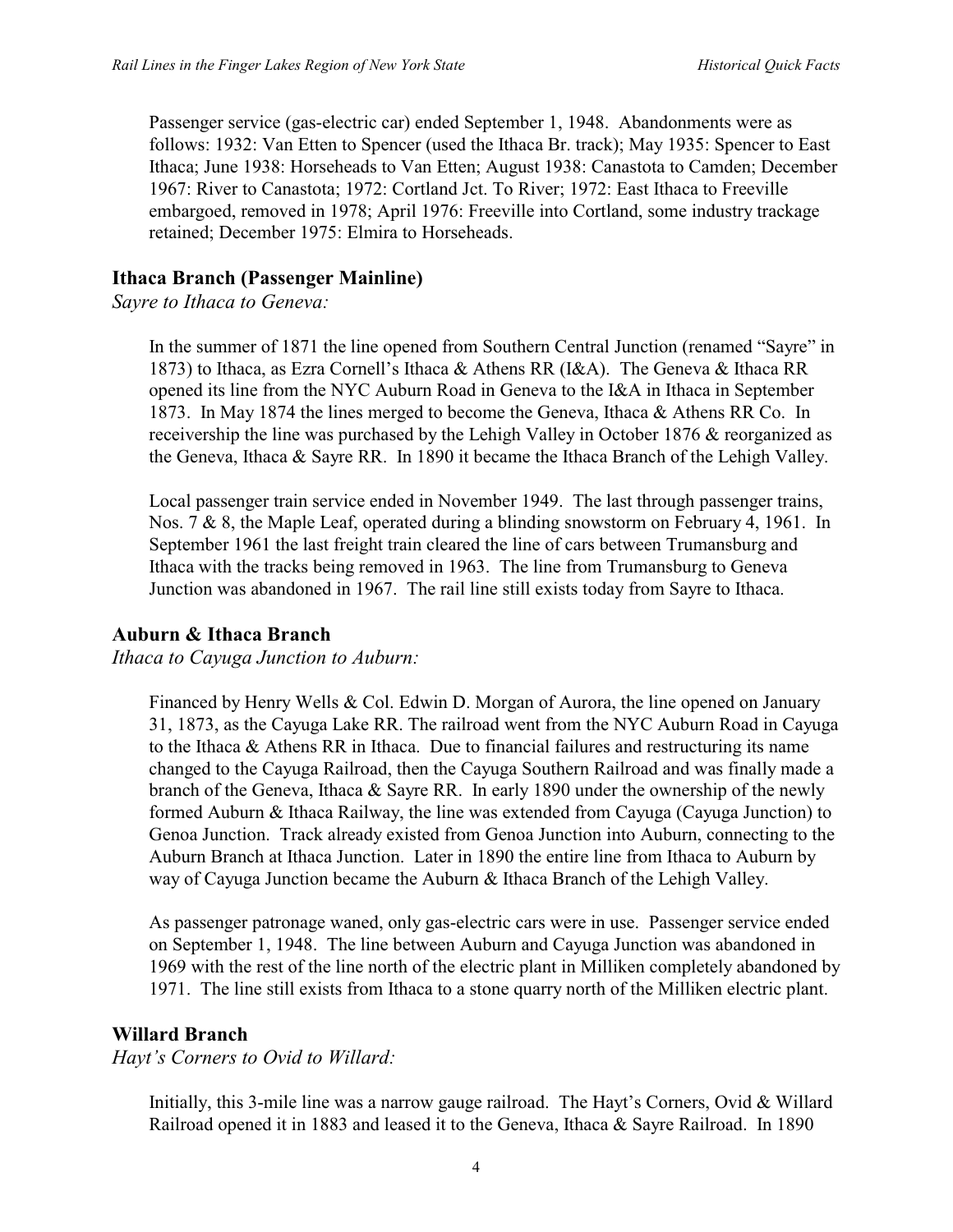Passenger service (gas-electric car) ended September 1, 1948. Abandonments were as follows: 1932: Van Etten to Spencer (used the Ithaca Br. track); May 1935: Spencer to East Ithaca; June 1938: Horseheads to Van Etten; August 1938: Canastota to Camden; December 1967: River to Canastota; 1972: Cortland Jct. To River; 1972: East Ithaca to Freeville embargoed, removed in 1978; April 1976: Freeville into Cortland, some industry trackage retained; December 1975: Elmira to Horseheads.

### Ithaca Branch (Passenger Mainline)

*Sayre to Ithaca to Geneva:*

In the summer of 1871 the line opened from Southern Central Junction (renamed "Sayre" in 1873) to Ithaca, as Ezra Cornell's Ithaca & Athens RR (I&A). The Geneva & Ithaca RR opened its line from the NYC Auburn Road in Geneva to the I&A in Ithaca in September 1873. In May 1874 the lines merged to become the Geneva, Ithaca & Athens RR Co. In receivership the line was purchased by the Lehigh Valley in October 1876 & reorganized as the Geneva, Ithaca & Sayre RR. In 1890 it became the Ithaca Branch of the Lehigh Valley.

Local passenger train service ended in November 1949. The last through passenger trains, Nos. 7 & 8, the Maple Leaf, operated during a blinding snowstorm on February 4, 1961. In September 1961 the last freight train cleared the line of cars between Trumansburg and Ithaca with the tracks being removed in 1963. The line from Trumansburg to Geneva Junction was abandoned in 1967. The rail line still exists today from Sayre to Ithaca.

### Auburn & Ithaca Branch

*Ithaca to Cayuga Junction to Auburn:*

Financed by Henry Wells & Col. Edwin D. Morgan of Aurora, the line opened on January 31, 1873, as the Cayuga Lake RR. The railroad went from the NYC Auburn Road in Cayuga to the Ithaca & Athens RR in Ithaca. Due to financial failures and restructuring its name changed to the Cayuga Railroad, then the Cayuga Southern Railroad and was finally made a branch of the Geneva, Ithaca & Sayre RR. In early 1890 under the ownership of the newly formed Auburn & Ithaca Railway, the line was extended from Cayuga (Cayuga Junction) to Genoa Junction. Track already existed from Genoa Junction into Auburn, connecting to the Auburn Branch at Ithaca Junction. Later in 1890 the entire line from Ithaca to Auburn by way of Cayuga Junction became the Auburn & Ithaca Branch of the Lehigh Valley.

As passenger patronage waned, only gas-electric cars were in use. Passenger service ended on September 1, 1948. The line between Auburn and Cayuga Junction was abandoned in 1969 with the rest of the line north of the electric plant in Milliken completely abandoned by 1971. The line still exists from Ithaca to a stone quarry north of the Milliken electric plant.

### Willard Branch

*Hayt's Corners to Ovid to Willard:*

Initially, this 3-mile line was a narrow gauge railroad. The Hayt's Corners, Ovid & Willard Railroad opened it in 1883 and leased it to the Geneva, Ithaca & Sayre Railroad. In 1890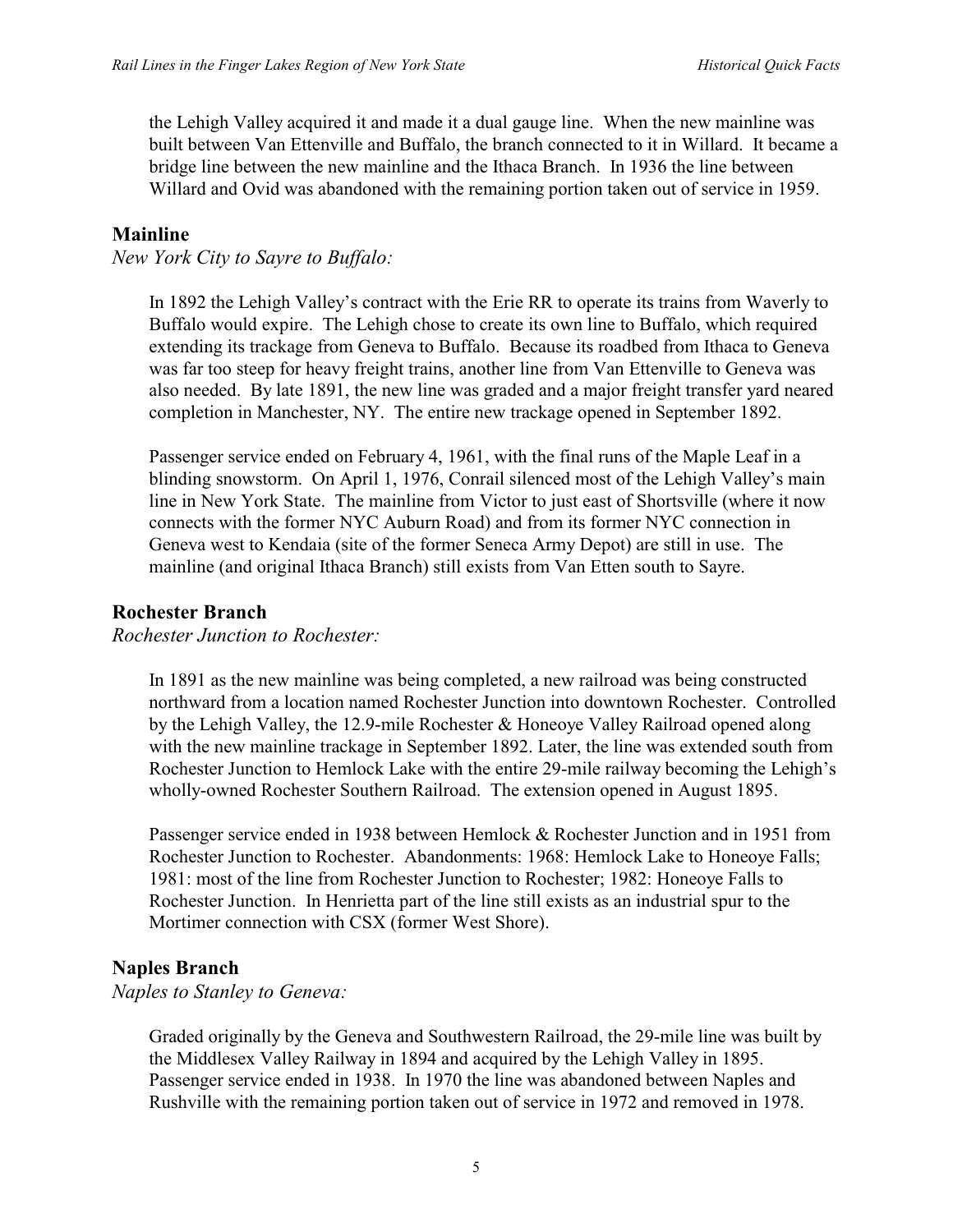the Lehigh Valley acquired it and made it a dual gauge line. When the new mainline was built between Van Ettenville and Buffalo, the branch connected to it in Willard. It became a bridge line between the new mainline and the Ithaca Branch. In 1936 the line between Willard and Ovid was abandoned with the remaining portion taken out of service in 1959.

## Mainline

*New York City to Sayre to Buffalo:*

In 1892 the Lehigh Valley's contract with the Erie RR to operate its trains from Waverly to Buffalo would expire. The Lehigh chose to create its own line to Buffalo, which required extending its trackage from Geneva to Buffalo. Because its roadbed from Ithaca to Geneva was far too steep for heavy freight trains, another line from Van Ettenville to Geneva was also needed. By late 1891, the new line was graded and a major freight transfer yard neared completion in Manchester, NY. The entire new trackage opened in September 1892.

Passenger service ended on February 4, 1961, with the final runs of the Maple Leaf in a blinding snowstorm. On April 1, 1976, Conrail silenced most of the Lehigh Valley's main line in New York State. The mainline from Victor to just east of Shortsville (where it now connects with the former NYC Auburn Road) and from its former NYC connection in Geneva west to Kendaia (site of the former Seneca Army Depot) are still in use. The mainline (and original Ithaca Branch) still exists from Van Etten south to Sayre.

## Rochester Branch

*Rochester Junction to Rochester:*

In 1891 as the new mainline was being completed, a new railroad was being constructed northward from a location named Rochester Junction into downtown Rochester. Controlled by the Lehigh Valley, the 12.9-mile Rochester & Honeoye Valley Railroad opened along with the new mainline trackage in September 1892. Later, the line was extended south from Rochester Junction to Hemlock Lake with the entire 29-mile railway becoming the Lehigh's wholly-owned Rochester Southern Railroad. The extension opened in August 1895.

Passenger service ended in 1938 between Hemlock & Rochester Junction and in 1951 from Rochester Junction to Rochester. Abandonments: 1968: Hemlock Lake to Honeoye Falls; 1981: most of the line from Rochester Junction to Rochester; 1982: Honeoye Falls to Rochester Junction. In Henrietta part of the line still exists as an industrial spur to the Mortimer connection with CSX (former West Shore).

## Naples Branch

*Naples to Stanley to Geneva:*

Graded originally by the Geneva and Southwestern Railroad, the 29-mile line was built by the Middlesex Valley Railway in 1894 and acquired by the Lehigh Valley in 1895. Passenger service ended in 1938. In 1970 the line was abandoned between Naples and Rushville with the remaining portion taken out of service in 1972 and removed in 1978.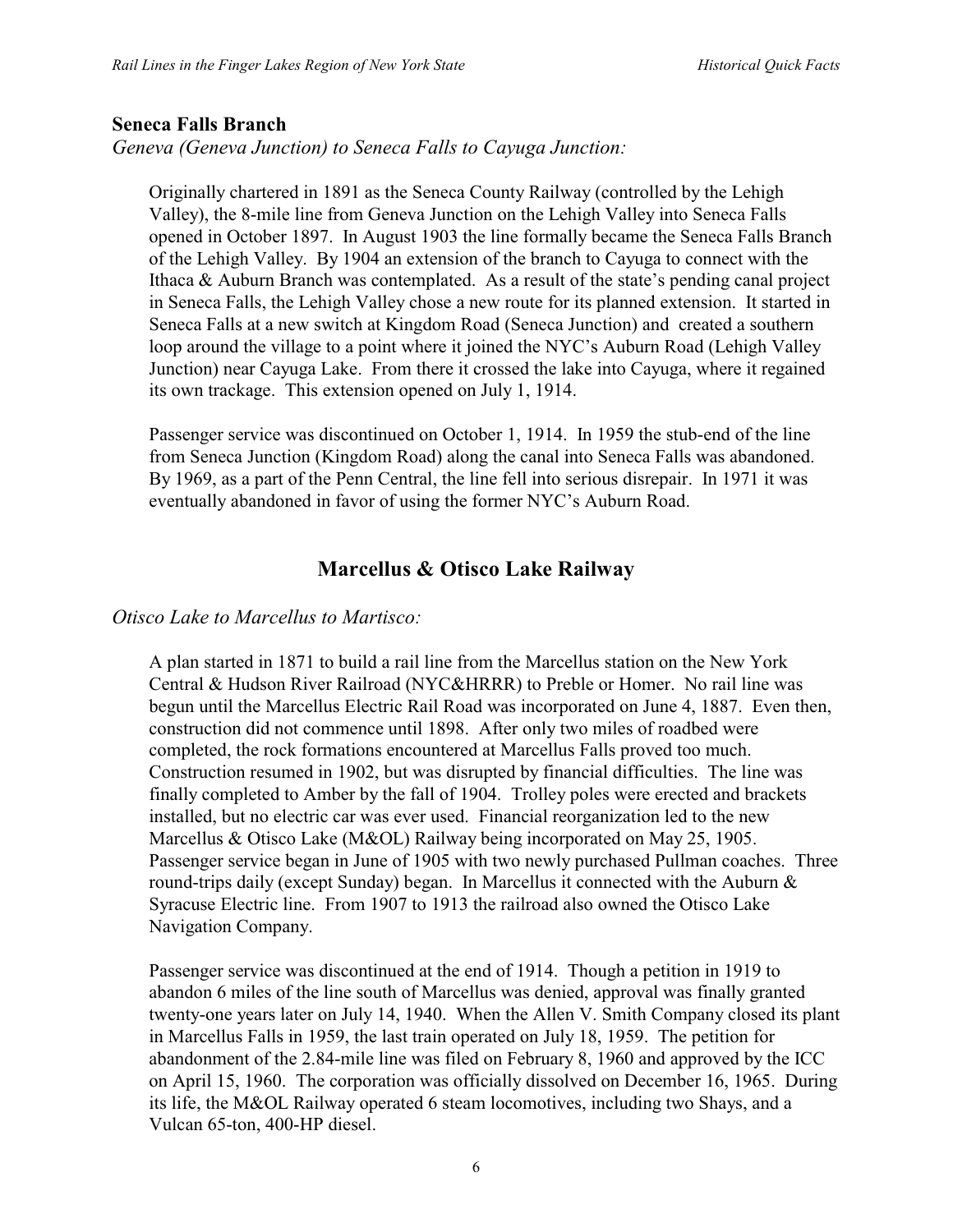### Seneca Falls Branch

*Geneva (Geneva Junction) to Seneca Falls to Cayuga Junction:*

Originally chartered in 1891 as the Seneca County Railway (controlled by the Lehigh Valley), the 8-mile line from Geneva Junction on the Lehigh Valley into Seneca Falls opened in October 1897. In August 1903 the line formally became the Seneca Falls Branch of the Lehigh Valley. By 1904 an extension of the branch to Cayuga to connect with the Ithaca & Auburn Branch was contemplated. As a result of the state's pending canal project in Seneca Falls, the Lehigh Valley chose a new route for its planned extension. It started in Seneca Falls at a new switch at Kingdom Road (Seneca Junction) and created a southern loop around the village to a point where it joined the NYC's Auburn Road (Lehigh Valley Junction) near Cayuga Lake. From there it crossed the lake into Cayuga, where it regained its own trackage. This extension opened on July 1, 1914.

Passenger service was discontinued on October 1, 1914. In 1959 the stub-end of the line from Seneca Junction (Kingdom Road) along the canal into Seneca Falls was abandoned. By 1969, as a part of the Penn Central, the line fell into serious disrepair. In 1971 it was eventually abandoned in favor of using the former NYC's Auburn Road.

## Marcellus & Otisco Lake Railway

*Otisco Lake to Marcellus to Martisco:*

A plan started in 1871 to build a rail line from the Marcellus station on the New York Central & Hudson River Railroad (NYC&HRRR) to Preble or Homer. No rail line was begun until the Marcellus Electric Rail Road was incorporated on June 4, 1887. Even then, construction did not commence until 1898. After only two miles of roadbed were completed, the rock formations encountered at Marcellus Falls proved too much. Construction resumed in 1902, but was disrupted by financial difficulties. The line was finally completed to Amber by the fall of 1904. Trolley poles were erected and brackets installed, but no electric car was ever used. Financial reorganization led to the new Marcellus & Otisco Lake (M&OL) Railway being incorporated on May 25, 1905. Passenger service began in June of 1905 with two newly purchased Pullman coaches. Three round-trips daily (except Sunday) began. In Marcellus it connected with the Auburn & Syracuse Electric line. From 1907 to 1913 the railroad also owned the Otisco Lake Navigation Company.

Passenger service was discontinued at the end of 1914. Though a petition in 1919 to abandon 6 miles of the line south of Marcellus was denied, approval was finally granted twenty-one years later on July 14, 1940. When the Allen V. Smith Company closed its plant in Marcellus Falls in 1959, the last train operated on July 18, 1959. The petition for abandonment of the 2.84-mile line was filed on February 8, 1960 and approved by the ICC on April 15, 1960. The corporation was officially dissolved on December 16, 1965. During its life, the M&OL Railway operated 6 steam locomotives, including two Shays, and a Vulcan 65-ton, 400-HP diesel.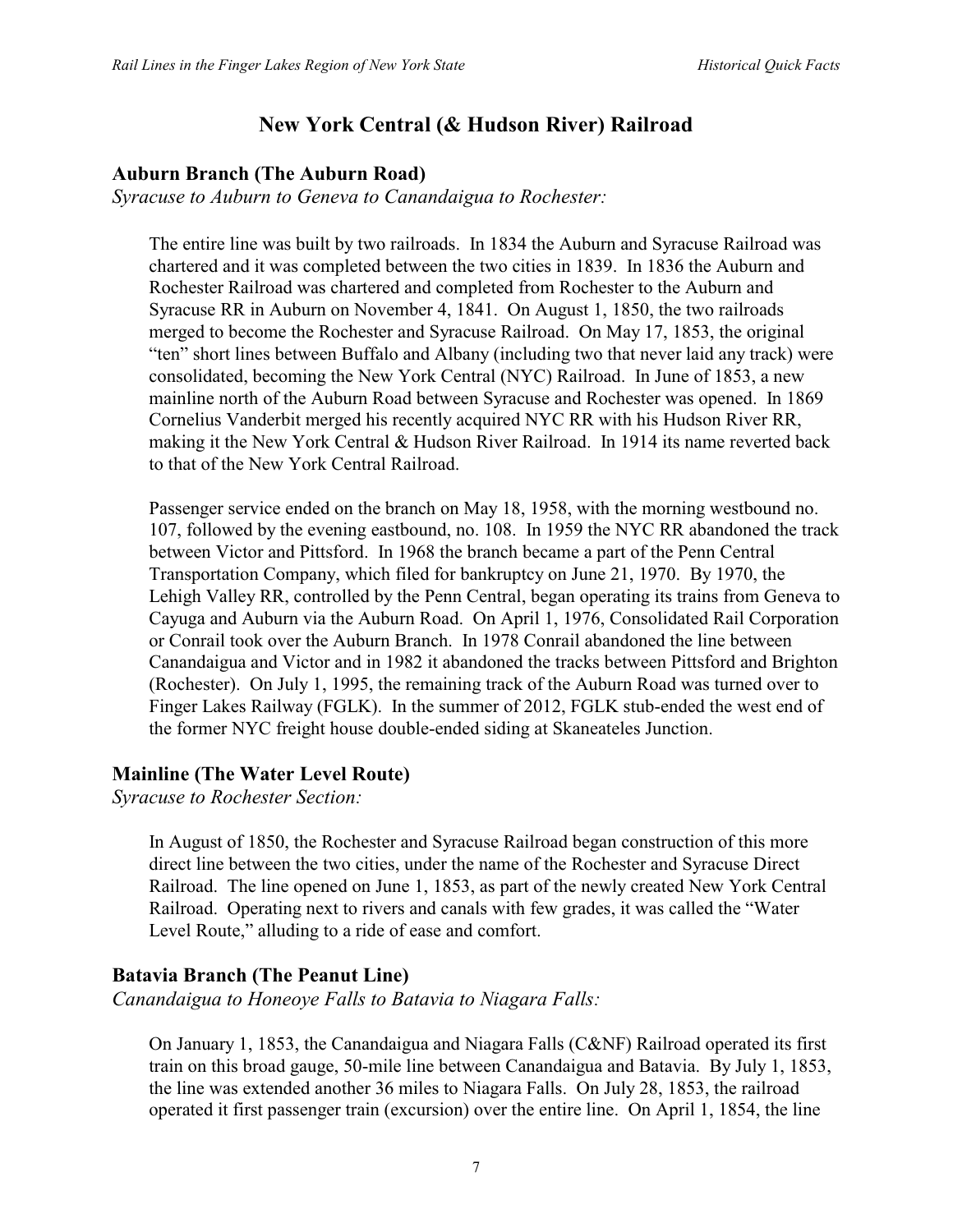# New York Central (& Hudson River) Railroad

## Auburn Branch (The Auburn Road)

*Syracuse to Auburn to Geneva to Canandaigua to Rochester:*

The entire line was built by two railroads. In 1834 the Auburn and Syracuse Railroad was chartered and it was completed between the two cities in 1839. In 1836 the Auburn and Rochester Railroad was chartered and completed from Rochester to the Auburn and Syracuse RR in Auburn on November 4, 1841. On August 1, 1850, the two railroads merged to become the Rochester and Syracuse Railroad. On May 17, 1853, the original "ten" short lines between Buffalo and Albany (including two that never laid any track) were consolidated, becoming the New York Central (NYC) Railroad. In June of 1853, a new mainline north of the Auburn Road between Syracuse and Rochester was opened. In 1869 Cornelius Vanderbit merged his recently acquired NYC RR with his Hudson River RR, making it the New York Central & Hudson River Railroad. In 1914 its name reverted back to that of the New York Central Railroad.

Passenger service ended on the branch on May 18, 1958, with the morning westbound no. 107, followed by the evening eastbound, no. 108. In 1959 the NYC RR abandoned the track between Victor and Pittsford. In 1968 the branch became a part of the Penn Central Transportation Company, which filed for bankruptcy on June 21, 1970. By 1970, the Lehigh Valley RR, controlled by the Penn Central, began operating its trains from Geneva to Cayuga and Auburn via the Auburn Road. On April 1, 1976, Consolidated Rail Corporation or Conrail took over the Auburn Branch. In 1978 Conrail abandoned the line between Canandaigua and Victor and in 1982 it abandoned the tracks between Pittsford and Brighton (Rochester). On July 1, 1995, the remaining track of the Auburn Road was turned over to Finger Lakes Railway (FGLK). In the summer of 2012, FGLK stub-ended the west end of the former NYC freight house double-ended siding at Skaneateles Junction.

## Mainline (The Water Level Route)

*Syracuse to Rochester Section:*

In August of 1850, the Rochester and Syracuse Railroad began construction of this more direct line between the two cities, under the name of the Rochester and Syracuse Direct Railroad. The line opened on June 1, 1853, as part of the newly created New York Central Railroad. Operating next to rivers and canals with few grades, it was called the "Water Level Route," alluding to a ride of ease and comfort.

## Batavia Branch (The Peanut Line)

*Canandaigua to Honeoye Falls to Batavia to Niagara Falls:*

On January 1, 1853, the Canandaigua and Niagara Falls (C&NF) Railroad operated its first train on this broad gauge, 50-mile line between Canandaigua and Batavia. By July 1, 1853, the line was extended another 36 miles to Niagara Falls. On July 28, 1853, the railroad operated it first passenger train (excursion) over the entire line. On April 1, 1854, the line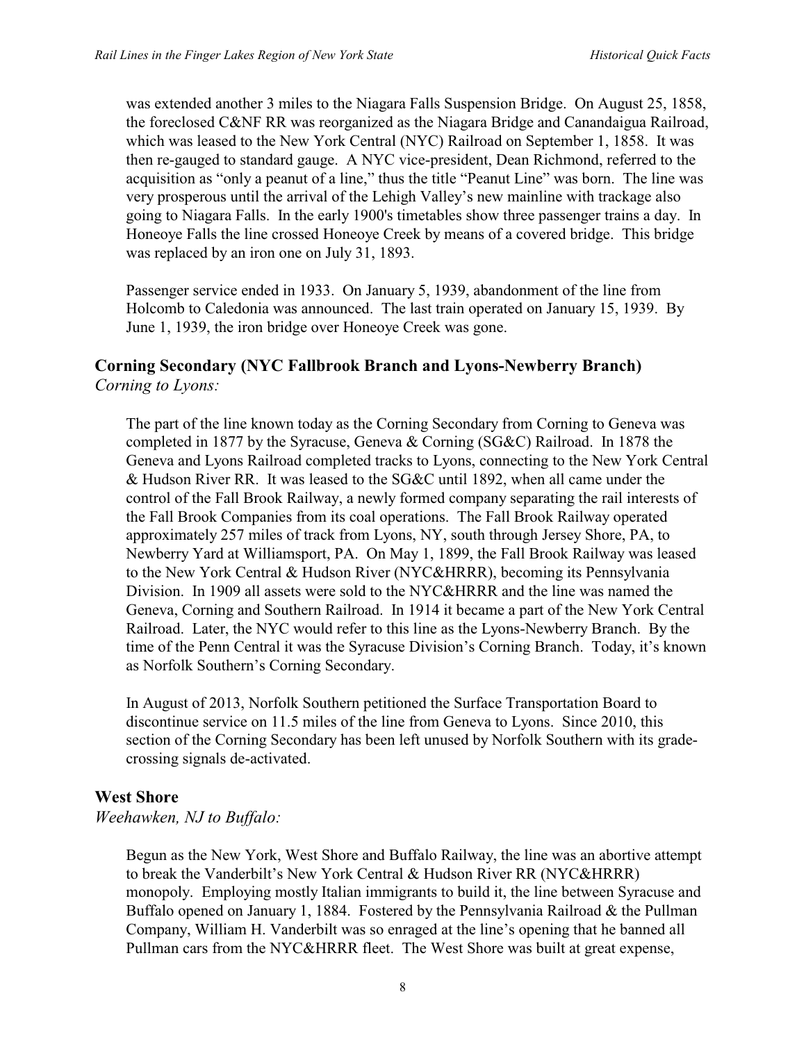was extended another 3 miles to the Niagara Falls Suspension Bridge. On August 25, 1858, the foreclosed C&NF RR was reorganized as the Niagara Bridge and Canandaigua Railroad, which was leased to the New York Central (NYC) Railroad on September 1, 1858. It was then re-gauged to standard gauge. A NYC vice-president, Dean Richmond, referred to the acquisition as "only a peanut of a line," thus the title "Peanut Line" was born. The line was very prosperous until the arrival of the Lehigh Valley's new mainline with trackage also going to Niagara Falls. In the early 1900's timetables show three passenger trains a day. In Honeoye Falls the line crossed Honeoye Creek by means of a covered bridge. This bridge was replaced by an iron one on July 31, 1893.

Passenger service ended in 1933. On January 5, 1939, abandonment of the line from Holcomb to Caledonia was announced. The last train operated on January 15, 1939. By June 1, 1939, the iron bridge over Honeoye Creek was gone.

## Corning Secondary (NYC Fallbrook Branch and Lyons-Newberry Branch)

*Corning to Lyons:*

The part of the line known today as the Corning Secondary from Corning to Geneva was completed in 1877 by the Syracuse, Geneva & Corning (SG&C) Railroad. In 1878 the Geneva and Lyons Railroad completed tracks to Lyons, connecting to the New York Central & Hudson River RR. It was leased to the SG&C until 1892, when all came under the control of the Fall Brook Railway, a newly formed company separating the rail interests of the Fall Brook Companies from its coal operations. The Fall Brook Railway operated approximately 257 miles of track from Lyons, NY, south through Jersey Shore, PA, to Newberry Yard at Williamsport, PA. On May 1, 1899, the Fall Brook Railway was leased to the New York Central & Hudson River (NYC&HRRR), becoming its Pennsylvania Division. In 1909 all assets were sold to the NYC&HRRR and the line was named the Geneva, Corning and Southern Railroad. In 1914 it became a part of the New York Central Railroad. Later, the NYC would refer to this line as the Lyons-Newberry Branch. By the time of the Penn Central it was the Syracuse Division's Corning Branch. Today, it's known as Norfolk Southern's Corning Secondary.

In August of 2013, Norfolk Southern petitioned the Surface Transportation Board to discontinue service on 11.5 miles of the line from Geneva to Lyons. Since 2010, this section of the Corning Secondary has been left unused by Norfolk Southern with its grade-crossing signals de-activated.

## West Shore

*Weehawken, NJ to Buffalo:*

Begun as the New York, West Shore and Buffalo Railway, the line was an abortive attempt to break the Vanderbilt's New York Central & Hudson River RR (NYC&HRRR) monopoly. Employing mostly Italian immigrants to build it, the line between Syracuse and Buffalo opened on January 1, 1884. Fostered by the Pennsylvania Railroad & the Pullman Company, William H. Vanderbilt was so enraged at the line's opening that he banned all Pullman cars from the NYC&HRRR fleet. The West Shore was built at great expense,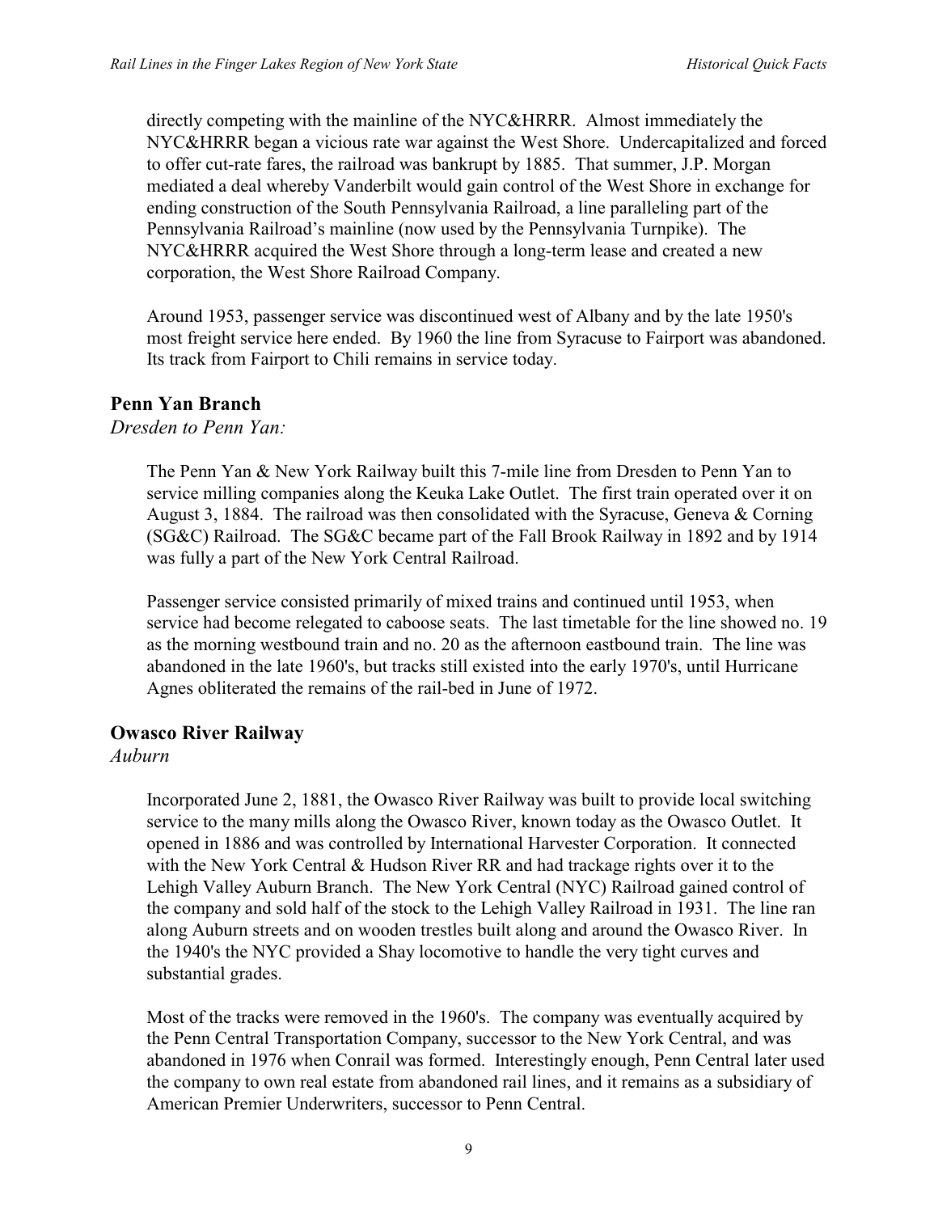directly competing with the mainline of the NYC&HRRR. Almost immediately the NYC&HRRR began a vicious rate war against the West Shore. Undercapitalized and forced to offer cut-rate fares, the railroad was bankrupt by 1885. That summer, J.P. Morgan mediated a deal whereby Vanderbilt would gain control of the West Shore in exchange for ending construction of the South Pennsylvania Railroad, a line paralleling part of the Pennsylvania Railroad's mainline (now used by the Pennsylvania Turnpike). The NYC&HRRR acquired the West Shore through a long-term lease and created a new corporation, the West Shore Railroad Company.

Around 1953, passenger service was discontinued west of Albany and by the late 1950's most freight service here ended. By 1960 the line from Syracuse to Fairport was abandoned. Its track from Fairport to Chili remains in service today.

## Penn Yan Branch

*Dresden to Penn Yan:*

The Penn Yan & New York Railway built this 7-mile line from Dresden to Penn Yan to service milling companies along the Keuka Lake Outlet. The first train operated over it on August 3, 1884. The railroad was then consolidated with the Syracuse, Geneva & Corning (SG&C) Railroad. The SG&C became part of the Fall Brook Railway in 1892 and by 1914 was fully a part of the New York Central Railroad.

Passenger service consisted primarily of mixed trains and continued until 1953, when service had become relegated to caboose seats. The last timetable for the line showed no. 19 as the morning westbound train and no. 20 as the afternoon eastbound train. The line was abandoned in the late 1960's, but tracks still existed into the early 1970's, until Hurricane Agnes obliterated the remains of the rail-bed in June of 1972.

## Owasco River Railway

*Auburn*

Incorporated June 2, 1881, the Owasco River Railway was built to provide local switching service to the many mills along the Owasco River, known today as the Owasco Outlet. It opened in 1886 and was controlled by International Harvester Corporation. It connected with the New York Central & Hudson River RR and had trackage rights over it to the Lehigh Valley Auburn Branch. The New York Central (NYC) Railroad gained control of the company and sold half of the stock to the Lehigh Valley Railroad in 1931. The line ran along Auburn streets and on wooden trestles built along and around the Owasco River. In the 1940's the NYC provided a Shay locomotive to handle the very tight curves and substantial grades.

Most of the tracks were removed in the 1960's. The company was eventually acquired by the Penn Central Transportation Company, successor to the New York Central, and was abandoned in 1976 when Conrail was formed. Interestingly enough, Penn Central later used the company to own real estate from abandoned rail lines, and it remains as a subsidiary of American Premier Underwriters, successor to Penn Central.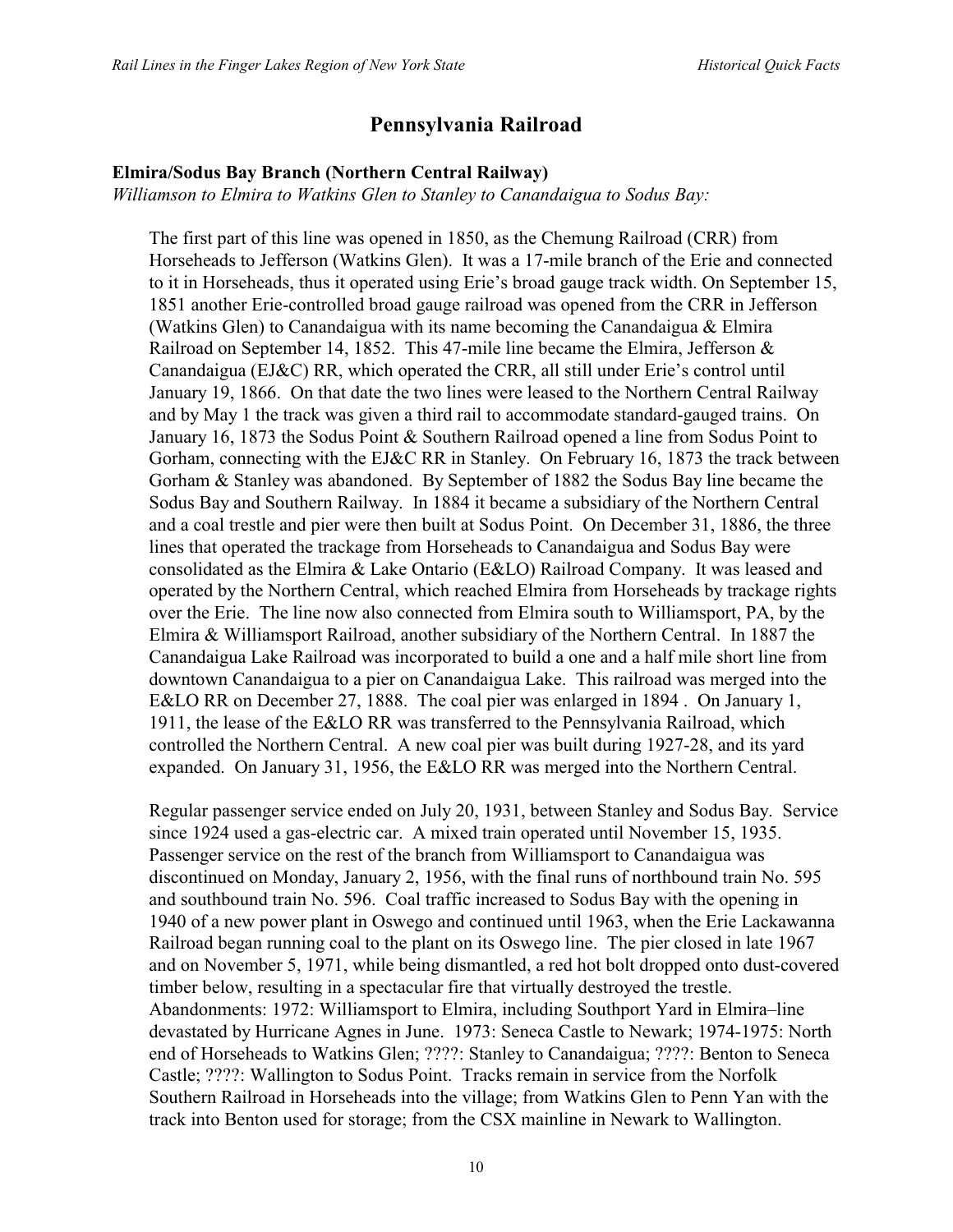## Pennsylvania Railroad

### Elmira/Sodus Bay Branch (Northern Central Railway)

*Williamson to Elmira to Watkins Glen to Stanley to Canandaigua to Sodus Bay:*

The first part of this line was opened in 1850, as the Chemung Railroad (CRR) from Horseheads to Jefferson (Watkins Glen). It was a 17-mile branch of the Erie and connected to it in Horseheads, thus it operated using Erie's broad gauge track width. On September 15, 1851 another Erie-controlled broad gauge railroad was opened from the CRR in Jefferson (Watkins Glen) to Canandaigua with its name becoming the Canandaigua & Elmira Railroad on September 14, 1852. This 47-mile line became the Elmira, Jefferson & Canandaigua (EJ&C) RR, which operated the CRR, all still under Erie's control until January 19, 1866. On that date the two lines were leased to the Northern Central Railway and by May 1 the track was given a third rail to accommodate standard-gauged trains. On January 16, 1873 the Sodus Point & Southern Railroad opened a line from Sodus Point to Gorham, connecting with the EJ&C RR in Stanley. On February 16, 1873 the track between Gorham & Stanley was abandoned. By September of 1882 the Sodus Bay line became the Sodus Bay and Southern Railway. In 1884 it became a subsidiary of the Northern Central and a coal trestle and pier were then built at Sodus Point. On December 31, 1886, the three lines that operated the trackage from Horseheads to Canandaigua and Sodus Bay were consolidated as the Elmira & Lake Ontario (E&LO) Railroad Company. It was leased and operated by the Northern Central, which reached Elmira from Horseheads by trackage rights over the Erie. The line now also connected from Elmira south to Williamsport, PA, by the Elmira & Williamsport Railroad, another subsidiary of the Northern Central. In 1887 the Canandaigua Lake Railroad was incorporated to build a one and a half mile short line from downtown Canandaigua to a pier on Canandaigua Lake. This railroad was merged into the E&LO RR on December 27, 1888. The coal pier was enlarged in 1894 . On January 1, 1911, the lease of the E&LO RR was transferred to the Pennsylvania Railroad, which controlled the Northern Central. A new coal pier was built during 1927-28, and its yard expanded. On January 31, 1956, the E&LO RR was merged into the Northern Central.

Regular passenger service ended on July 20, 1931, between Stanley and Sodus Bay. Service since 1924 used a gas-electric car. A mixed train operated until November 15, 1935. Passenger service on the rest of the branch from Williamsport to Canandaigua was discontinued on Monday, January 2, 1956, with the final runs of northbound train No. 595 and southbound train No. 596. Coal traffic increased to Sodus Bay with the opening in 1940 of a new power plant in Oswego and continued until 1963, when the Erie Lackawanna Railroad began running coal to the plant on its Oswego line. The pier closed in late 1967 and on November 5, 1971, while being dismantled, a red hot bolt dropped onto dust-covered timber below, resulting in a spectacular fire that virtually destroyed the trestle. Abandonments: 1972: Williamsport to Elmira, including Southport Yard in Elmira–line devastated by Hurricane Agnes in June. 1973: Seneca Castle to Newark; 1974-1975: North end of Horseheads to Watkins Glen; ????: Stanley to Canandaigua; ????: Benton to Seneca Castle; ????: Wallington to Sodus Point. Tracks remain in service from the Norfolk Southern Railroad in Horseheads into the village; from Watkins Glen to Penn Yan with the track into Benton used for storage; from the CSX mainline in Newark to Wallington.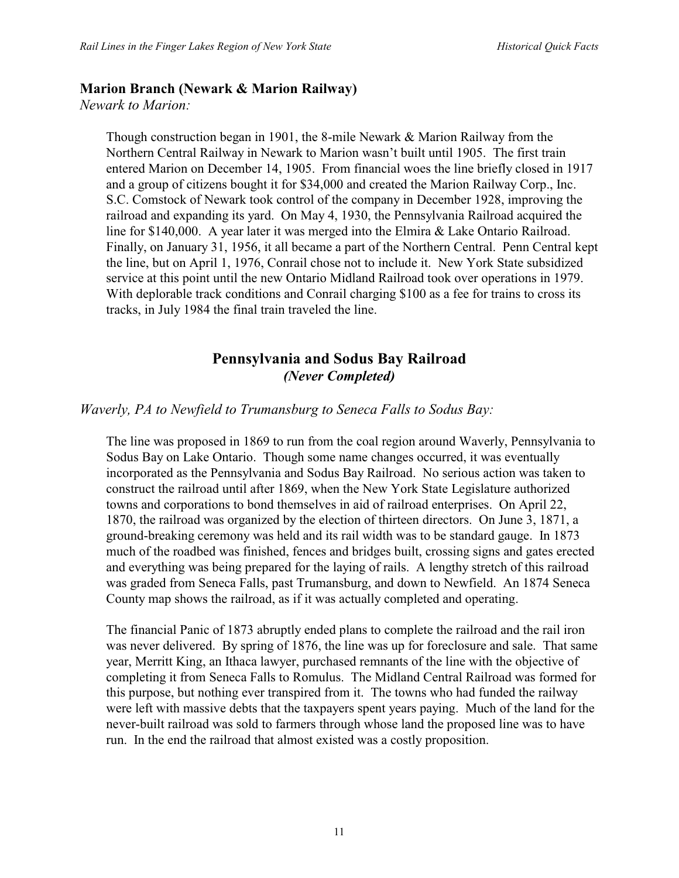## Marion Branch (Newark & Marion Railway)

*Newark to Marion:*

Though construction began in 1901, the 8-mile Newark & Marion Railway from the Northern Central Railway in Newark to Marion wasn't built until 1905. The first train entered Marion on December 14, 1905. From financial woes the line briefly closed in 1917 and a group of citizens bought it for $34,000 and created the Marion Railway Corp., Inc. S.C. Comstock of Newark took control of the company in December 1928, improving the railroad and expanding its yard. On May 4, 1930, the Pennsylvania Railroad acquired the line for $140,000. A year later it was merged into the Elmira & Lake Ontario Railroad. Finally, on January 31, 1956, it all became a part of the Northern Central. Penn Central kept the line, but on April 1, 1976, Conrail chose not to include it. New York State subsidized service at this point until the new Ontario Midland Railroad took over operations in 1979. With deplorable track conditions and Conrail charging $100 as a fee for trains to cross its tracks, in July 1984 the final train traveled the line.

## Pennsylvania and Sodus Bay Railroad
***(Never Completed)***

*Waverly, PA to Newfield to Trumansburg to Seneca Falls to Sodus Bay:*

The line was proposed in 1869 to run from the coal region around Waverly, Pennsylvania to Sodus Bay on Lake Ontario. Though some name changes occurred, it was eventually incorporated as the Pennsylvania and Sodus Bay Railroad. No serious action was taken to construct the railroad until after 1869, when the New York State Legislature authorized towns and corporations to bond themselves in aid of railroad enterprises. On April 22, 1870, the railroad was organized by the election of thirteen directors. On June 3, 1871, a ground-breaking ceremony was held and its rail width was to be standard gauge. In 1873 much of the roadbed was finished, fences and bridges built, crossing signs and gates erected and everything was being prepared for the laying of rails. A lengthy stretch of this railroad was graded from Seneca Falls, past Trumansburg, and down to Newfield. An 1874 Seneca County map shows the railroad, as if it was actually completed and operating.

The financial Panic of 1873 abruptly ended plans to complete the railroad and the rail iron was never delivered. By spring of 1876, the line was up for foreclosure and sale. That same year, Merritt King, an Ithaca lawyer, purchased remnants of the line with the objective of completing it from Seneca Falls to Romulus. The Midland Central Railroad was formed for this purpose, but nothing ever transpired from it. The towns who had funded the railway were left with massive debts that the taxpayers spent years paying. Much of the land for the never-built railroad was sold to farmers through whose land the proposed line was to have run. In the end the railroad that almost existed was a costly proposition.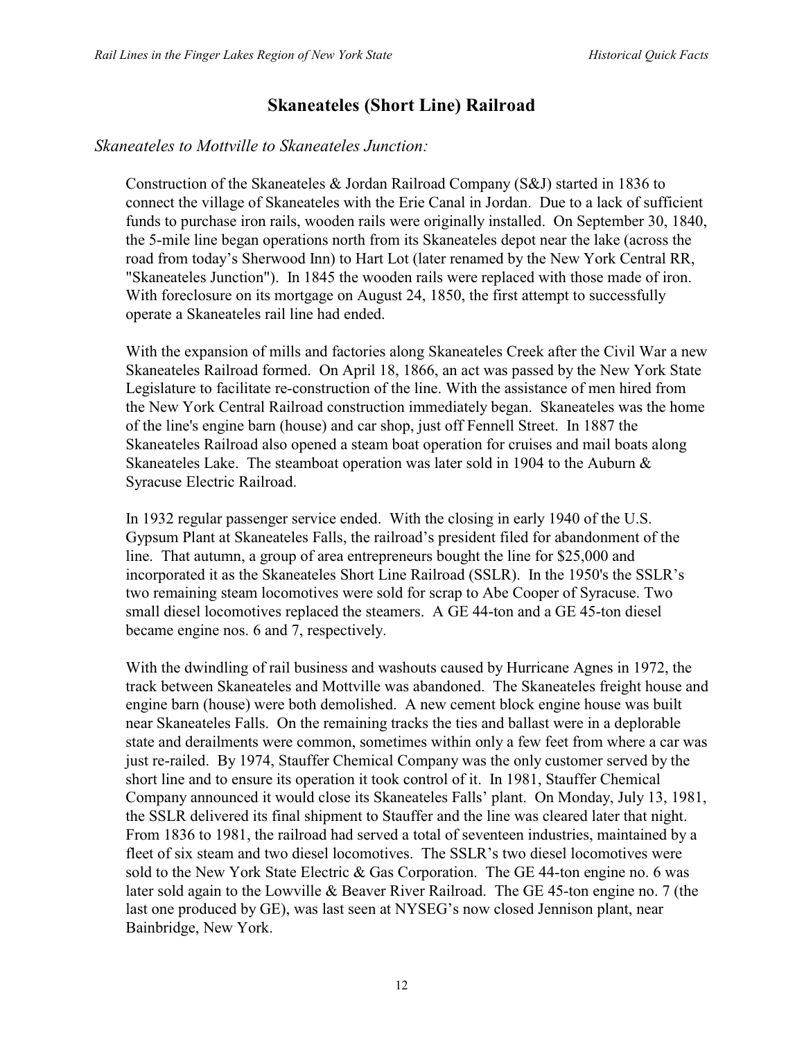# Skaneateles (Short Line) Railroad

*Skaneateles to Mottville to Skaneateles Junction:*

Construction of the Skaneateles & Jordan Railroad Company (S&J) started in 1836 to connect the village of Skaneateles with the Erie Canal in Jordan. Due to a lack of sufficient funds to purchase iron rails, wooden rails were originally installed. On September 30, 1840, the 5-mile line began operations north from its Skaneateles depot near the lake (across the road from today's Sherwood Inn) to Hart Lot (later renamed by the New York Central RR, "Skaneateles Junction"). In 1845 the wooden rails were replaced with those made of iron. With foreclosure on its mortgage on August 24, 1850, the first attempt to successfully operate a Skaneateles rail line had ended.

With the expansion of mills and factories along Skaneateles Creek after the Civil War a new Skaneateles Railroad formed. On April 18, 1866, an act was passed by the New York State Legislature to facilitate re-construction of the line. With the assistance of men hired from the New York Central Railroad construction immediately began. Skaneateles was the home of the line's engine barn (house) and car shop, just off Fennell Street. In 1887 the Skaneateles Railroad also opened a steam boat operation for cruises and mail boats along Skaneateles Lake. The steamboat operation was later sold in 1904 to the Auburn & Syracuse Electric Railroad.

In 1932 regular passenger service ended. With the closing in early 1940 of the U.S. Gypsum Plant at Skaneateles Falls, the railroad's president filed for abandonment of the line. That autumn, a group of area entrepreneurs bought the line for $25,000 and incorporated it as the Skaneateles Short Line Railroad (SSLR). In the 1950's the SSLR's two remaining steam locomotives were sold for scrap to Abe Cooper of Syracuse. Two small diesel locomotives replaced the steamers. A GE 44-ton and a GE 45-ton diesel became engine nos. 6 and 7, respectively.

With the dwindling of rail business and washouts caused by Hurricane Agnes in 1972, the track between Skaneateles and Mottville was abandoned. The Skaneateles freight house and engine barn (house) were both demolished. A new cement block engine house was built near Skaneateles Falls. On the remaining tracks the ties and ballast were in a deplorable state and derailments were common, sometimes within only a few feet from where a car was just re-railed. By 1974, Stauffer Chemical Company was the only customer served by the short line and to ensure its operation it took control of it. In 1981, Stauffer Chemical Company announced it would close its Skaneateles Falls' plant. On Monday, July 13, 1981, the SSLR delivered its final shipment to Stauffer and the line was cleared later that night. From 1836 to 1981, the railroad had served a total of seventeen industries, maintained by a fleet of six steam and two diesel locomotives. The SSLR's two diesel locomotives were sold to the New York State Electric & Gas Corporation. The GE 44-ton engine no. 6 was later sold again to the Lowville & Beaver River Railroad. The GE 45-ton engine no. 7 (the last one produced by GE), was last seen at NYSEG's now closed Jennison plant, near Bainbridge, New York.